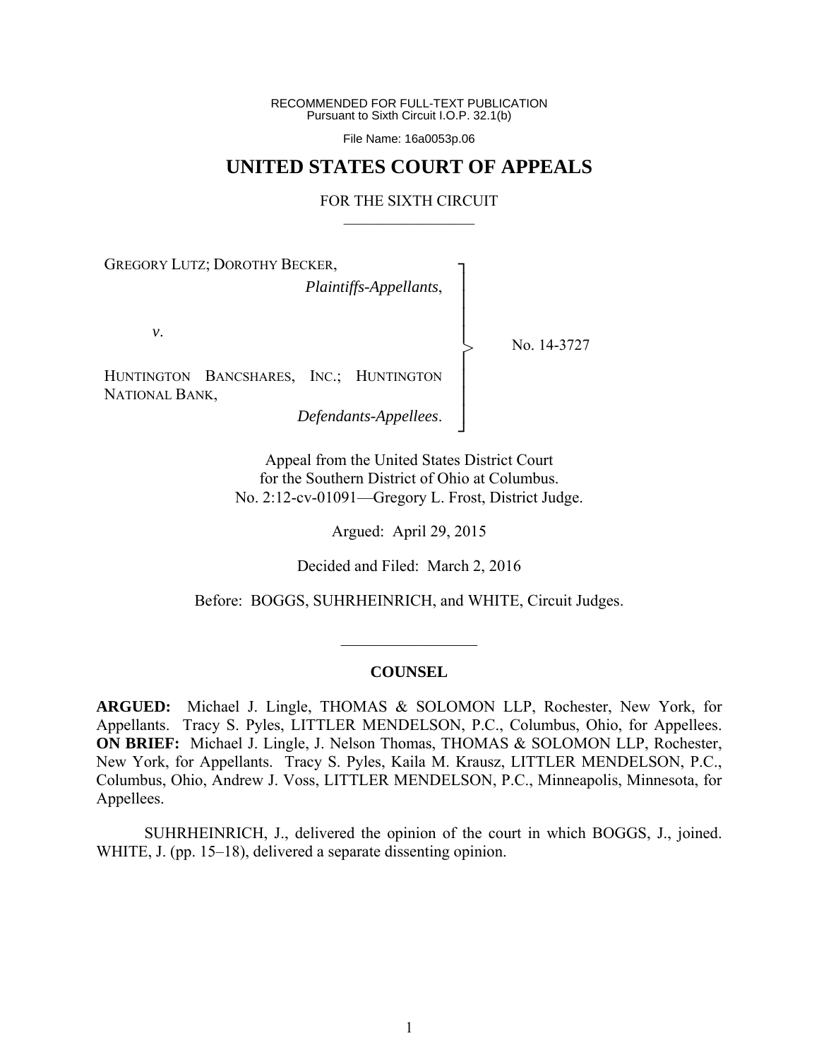RECOMMENDED FOR FULL-TEXT PUBLICATION
Pursuant to Sixth Circuit I.O.P. 32.1(b)

File Name: 16a0053p.06

# UNITED STATES COURT OF APPEALS

FOR THE SIXTH CIRCUIT

GREGORY LUTZ; DOROTHY BECKER,
*Plaintiffs-Appellants*,

*v*.

HUNTINGTON BANCSHARES, INC.; HUNTINGTON NATIONAL BANK,
*Defendants-Appellees*.

No. 14-3727

Appeal from the United States District Court
for the Southern District of Ohio at Columbus.
No. 2:12-cv-01091—Gregory L. Frost, District Judge.

Argued: April 29, 2015

Decided and Filed: March 2, 2016

Before: BOGGS, SUHRHEINRICH, and WHITE, Circuit Judges.

## COUNSEL

**ARGUED:** Michael J. Lingle, THOMAS & SOLOMON LLP, Rochester, New York, for Appellants. Tracy S. Pyles, LITTLER MENDELSON, P.C., Columbus, Ohio, for Appellees. **ON BRIEF:** Michael J. Lingle, J. Nelson Thomas, THOMAS & SOLOMON LLP, Rochester, New York, for Appellants. Tracy S. Pyles, Kaila M. Krausz, LITTLER MENDELSON, P.C., Columbus, Ohio, Andrew J. Voss, LITTLER MENDELSON, P.C., Minneapolis, Minnesota, for Appellees.

SUHRHEINRICH, J., delivered the opinion of the court in which BOGGS, J., joined. WHITE, J. (pp. 15–18), delivered a separate dissenting opinion.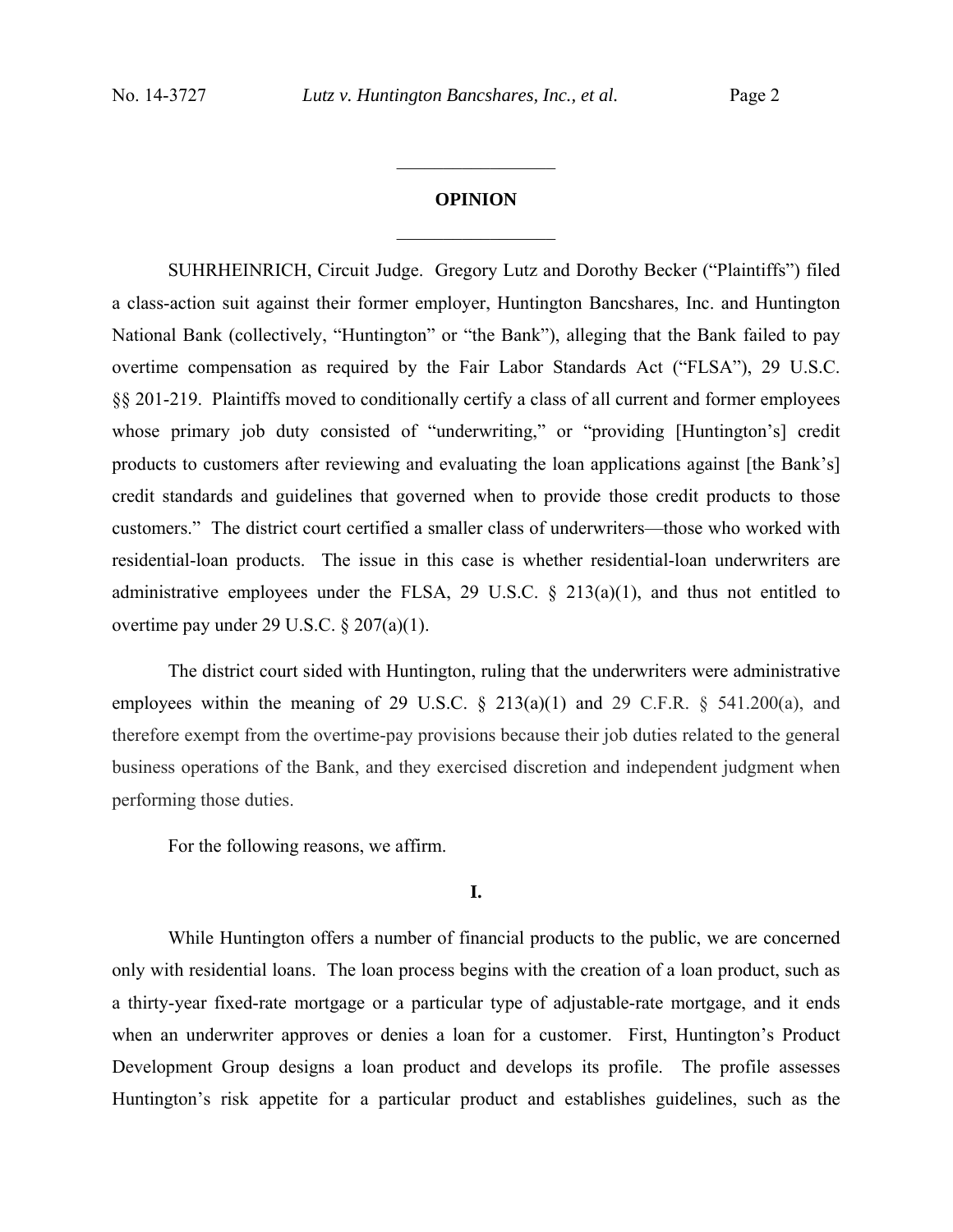## OPINION

SUHRHEINRICH, Circuit Judge. Gregory Lutz and Dorothy Becker ("Plaintiffs") filed a class-action suit against their former employer, Huntington Bancshares, Inc. and Huntington National Bank (collectively, "Huntington" or "the Bank"), alleging that the Bank failed to pay overtime compensation as required by the Fair Labor Standards Act ("FLSA"), 29 U.S.C. §§ 201-219. Plaintiffs moved to conditionally certify a class of all current and former employees whose primary job duty consisted of "underwriting," or "providing [Huntington's] credit products to customers after reviewing and evaluating the loan applications against [the Bank's] credit standards and guidelines that governed when to provide those credit products to those customers." The district court certified a smaller class of underwriters—those who worked with residential-loan products. The issue in this case is whether residential-loan underwriters are administrative employees under the FLSA, 29 U.S.C. § 213(a)(1), and thus not entitled to overtime pay under 29 U.S.C. § 207(a)(1).

The district court sided with Huntington, ruling that the underwriters were administrative employees within the meaning of 29 U.S.C. § 213(a)(1) and 29 C.F.R. § 541.200(a), and therefore exempt from the overtime-pay provisions because their job duties related to the general business operations of the Bank, and they exercised discretion and independent judgment when performing those duties.

For the following reasons, we affirm.

### I.

While Huntington offers a number of financial products to the public, we are concerned only with residential loans. The loan process begins with the creation of a loan product, such as a thirty-year fixed-rate mortgage or a particular type of adjustable-rate mortgage, and it ends when an underwriter approves or denies a loan for a customer. First, Huntington's Product Development Group designs a loan product and develops its profile. The profile assesses Huntington's risk appetite for a particular product and establishes guidelines, such as the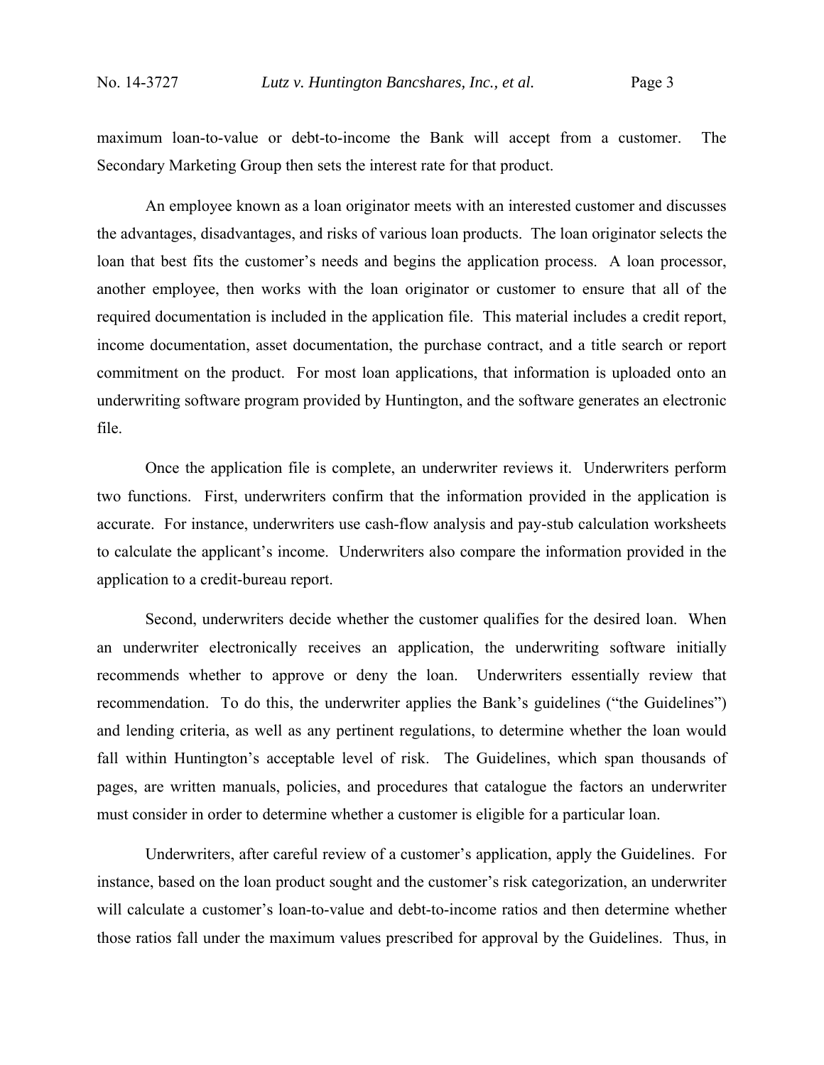maximum loan-to-value or debt-to-income the Bank will accept from a customer. The Secondary Marketing Group then sets the interest rate for that product.

An employee known as a loan originator meets with an interested customer and discusses the advantages, disadvantages, and risks of various loan products. The loan originator selects the loan that best fits the customer's needs and begins the application process. A loan processor, another employee, then works with the loan originator or customer to ensure that all of the required documentation is included in the application file. This material includes a credit report, income documentation, asset documentation, the purchase contract, and a title search or report commitment on the product. For most loan applications, that information is uploaded onto an underwriting software program provided by Huntington, and the software generates an electronic file.

Once the application file is complete, an underwriter reviews it. Underwriters perform two functions. First, underwriters confirm that the information provided in the application is accurate. For instance, underwriters use cash-flow analysis and pay-stub calculation worksheets to calculate the applicant's income. Underwriters also compare the information provided in the application to a credit-bureau report.

Second, underwriters decide whether the customer qualifies for the desired loan. When an underwriter electronically receives an application, the underwriting software initially recommends whether to approve or deny the loan. Underwriters essentially review that recommendation. To do this, the underwriter applies the Bank's guidelines ("the Guidelines") and lending criteria, as well as any pertinent regulations, to determine whether the loan would fall within Huntington's acceptable level of risk. The Guidelines, which span thousands of pages, are written manuals, policies, and procedures that catalogue the factors an underwriter must consider in order to determine whether a customer is eligible for a particular loan.

Underwriters, after careful review of a customer's application, apply the Guidelines. For instance, based on the loan product sought and the customer's risk categorization, an underwriter will calculate a customer's loan-to-value and debt-to-income ratios and then determine whether those ratios fall under the maximum values prescribed for approval by the Guidelines. Thus, in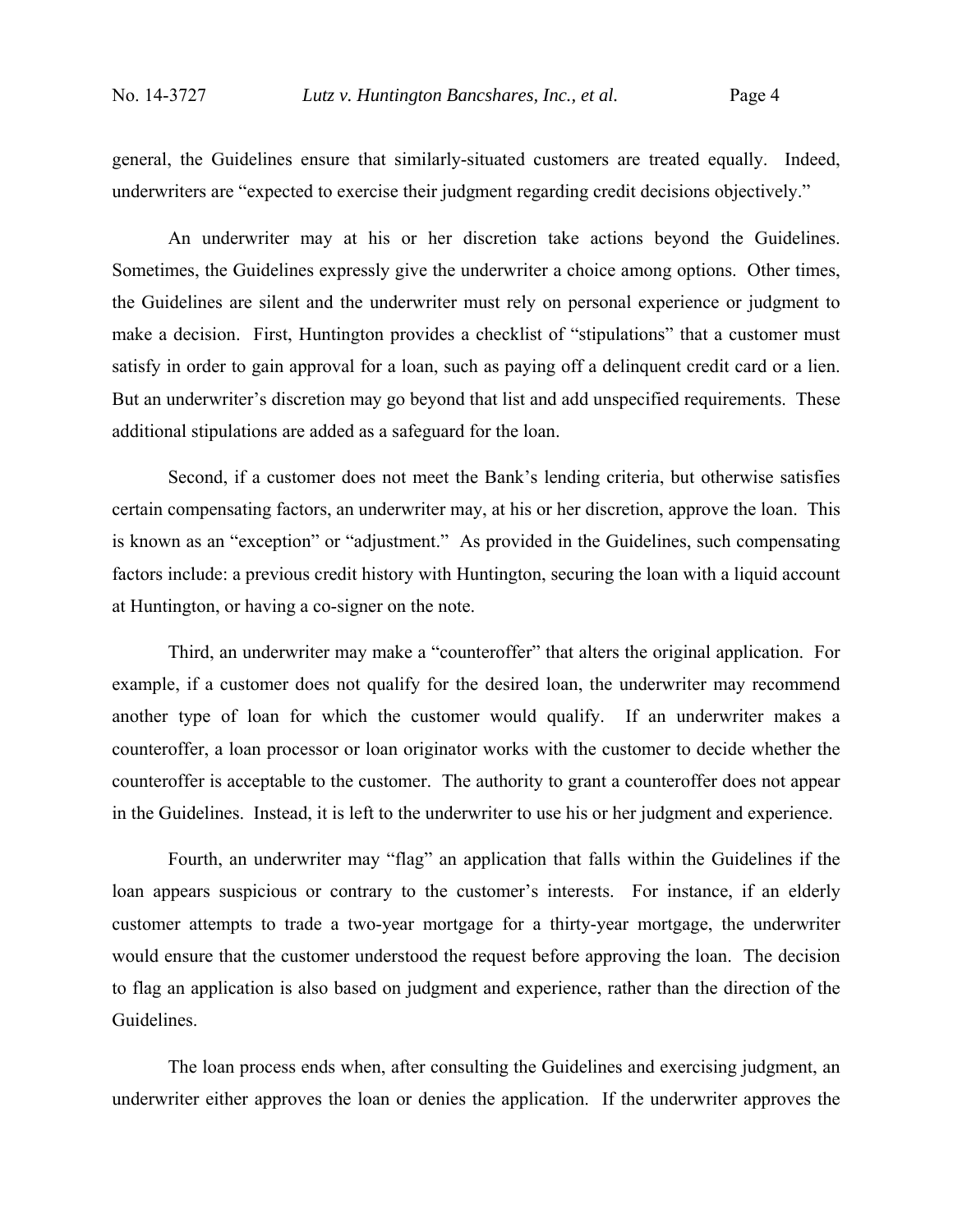general, the Guidelines ensure that similarly-situated customers are treated equally. Indeed, underwriters are "expected to exercise their judgment regarding credit decisions objectively."

An underwriter may at his or her discretion take actions beyond the Guidelines. Sometimes, the Guidelines expressly give the underwriter a choice among options. Other times, the Guidelines are silent and the underwriter must rely on personal experience or judgment to make a decision. First, Huntington provides a checklist of "stipulations" that a customer must satisfy in order to gain approval for a loan, such as paying off a delinquent credit card or a lien. But an underwriter's discretion may go beyond that list and add unspecified requirements. These additional stipulations are added as a safeguard for the loan.

Second, if a customer does not meet the Bank's lending criteria, but otherwise satisfies certain compensating factors, an underwriter may, at his or her discretion, approve the loan. This is known as an "exception" or "adjustment." As provided in the Guidelines, such compensating factors include: a previous credit history with Huntington, securing the loan with a liquid account at Huntington, or having a co-signer on the note.

Third, an underwriter may make a "counteroffer" that alters the original application. For example, if a customer does not qualify for the desired loan, the underwriter may recommend another type of loan for which the customer would qualify. If an underwriter makes a counteroffer, a loan processor or loan originator works with the customer to decide whether the counteroffer is acceptable to the customer. The authority to grant a counteroffer does not appear in the Guidelines. Instead, it is left to the underwriter to use his or her judgment and experience.

Fourth, an underwriter may "flag" an application that falls within the Guidelines if the loan appears suspicious or contrary to the customer's interests. For instance, if an elderly customer attempts to trade a two-year mortgage for a thirty-year mortgage, the underwriter would ensure that the customer understood the request before approving the loan. The decision to flag an application is also based on judgment and experience, rather than the direction of the Guidelines.

The loan process ends when, after consulting the Guidelines and exercising judgment, an underwriter either approves the loan or denies the application. If the underwriter approves the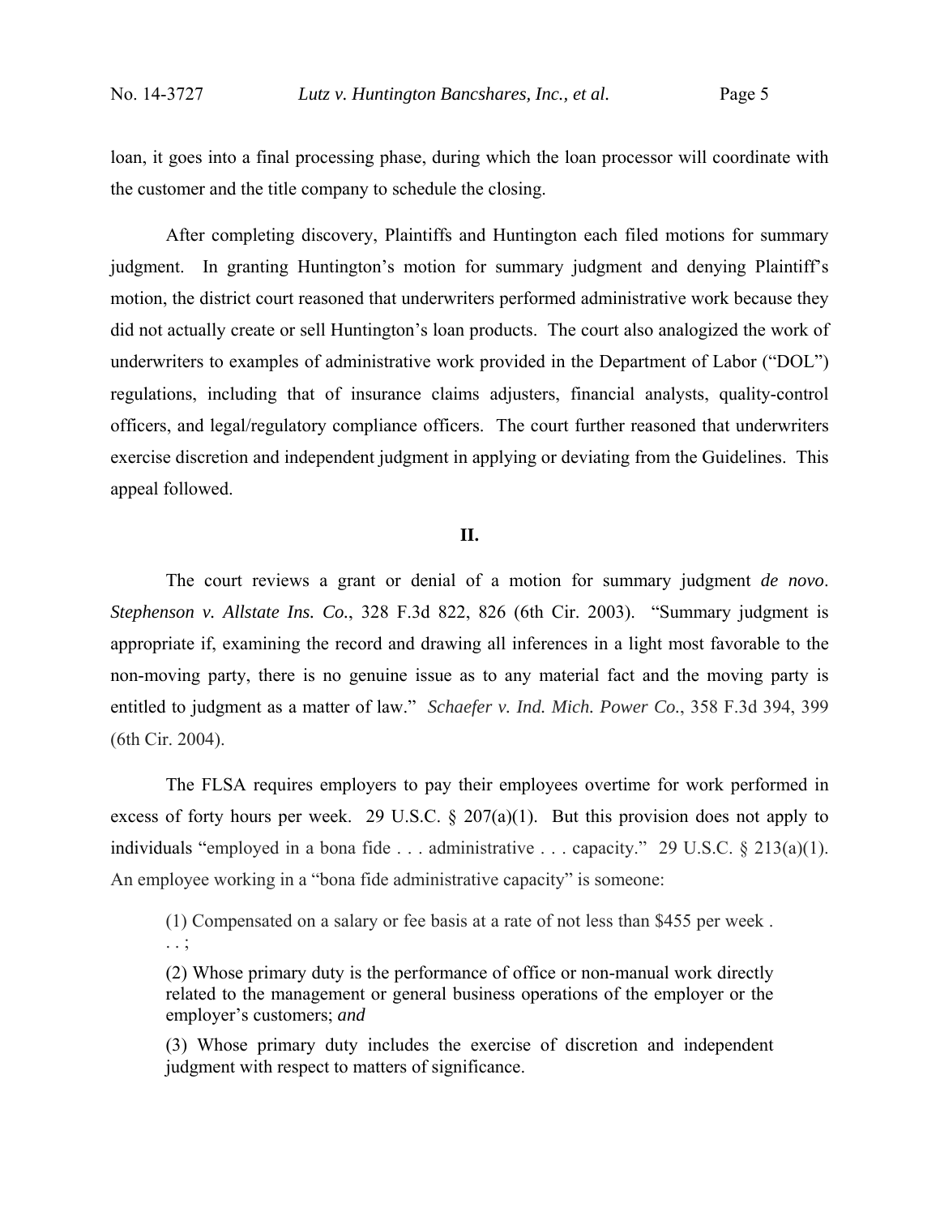loan, it goes into a final processing phase, during which the loan processor will coordinate with the customer and the title company to schedule the closing.

After completing discovery, Plaintiffs and Huntington each filed motions for summary judgment. In granting Huntington's motion for summary judgment and denying Plaintiff's motion, the district court reasoned that underwriters performed administrative work because they did not actually create or sell Huntington's loan products. The court also analogized the work of underwriters to examples of administrative work provided in the Department of Labor ("DOL") regulations, including that of insurance claims adjusters, financial analysts, quality-control officers, and legal/regulatory compliance officers. The court further reasoned that underwriters exercise discretion and independent judgment in applying or deviating from the Guidelines. This appeal followed.

## II.

The court reviews a grant or denial of a motion for summary judgment *de novo*. *Stephenson v. Allstate Ins. Co.*, 328 F.3d 822, 826 (6th Cir. 2003). "Summary judgment is appropriate if, examining the record and drawing all inferences in a light most favorable to the non-moving party, there is no genuine issue as to any material fact and the moving party is entitled to judgment as a matter of law." *Schaefer v. Ind. Mich. Power Co.*, 358 F.3d 394, 399 (6th Cir. 2004).

The FLSA requires employers to pay their employees overtime for work performed in excess of forty hours per week. 29 U.S.C. § 207(a)(1). But this provision does not apply to individuals "employed in a bona fide . . . administrative . . . capacity." 29 U.S.C. § 213(a)(1). An employee working in a "bona fide administrative capacity" is someone:

> (1) Compensated on a salary or fee basis at a rate of not less than $455 per week . . . ;
>
> (2) Whose primary duty is the performance of office or non-manual work directly related to the management or general business operations of the employer or the employer's customers; *and*
>
> (3) Whose primary duty includes the exercise of discretion and independent judgment with respect to matters of significance.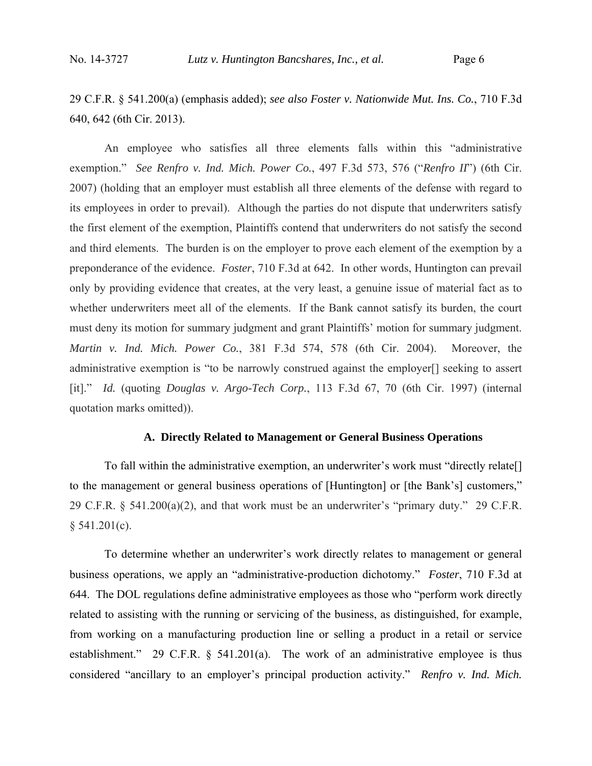29 C.F.R. § 541.200(a) (emphasis added); *see also Foster v. Nationwide Mut. Ins. Co.*, 710 F.3d 640, 642 (6th Cir. 2013).

An employee who satisfies all three elements falls within this "administrative exemption." *See Renfro v. Ind. Mich. Power Co.*, 497 F.3d 573, 576 ("*Renfro II*") (6th Cir. 2007) (holding that an employer must establish all three elements of the defense with regard to its employees in order to prevail). Although the parties do not dispute that underwriters satisfy the first element of the exemption, Plaintiffs contend that underwriters do not satisfy the second and third elements. The burden is on the employer to prove each element of the exemption by a preponderance of the evidence. *Foster*, 710 F.3d at 642. In other words, Huntington can prevail only by providing evidence that creates, at the very least, a genuine issue of material fact as to whether underwriters meet all of the elements. If the Bank cannot satisfy its burden, the court must deny its motion for summary judgment and grant Plaintiffs' motion for summary judgment. *Martin v. Ind. Mich. Power Co.*, 381 F.3d 574, 578 (6th Cir. 2004). Moreover, the administrative exemption is "to be narrowly construed against the employer[] seeking to assert [it]." *Id.* (quoting *Douglas v. Argo-Tech Corp.*, 113 F.3d 67, 70 (6th Cir. 1997) (internal quotation marks omitted)).

### A. Directly Related to Management or General Business Operations

To fall within the administrative exemption, an underwriter's work must "directly relate[] to the management or general business operations of [Huntington] or [the Bank's] customers," 29 C.F.R. § 541.200(a)(2), and that work must be an underwriter's "primary duty." 29 C.F.R. § 541.201(c).

To determine whether an underwriter's work directly relates to management or general business operations, we apply an "administrative-production dichotomy." *Foster*, 710 F.3d at 644. The DOL regulations define administrative employees as those who "perform work directly related to assisting with the running or servicing of the business, as distinguished, for example, from working on a manufacturing production line or selling a product in a retail or service establishment." 29 C.F.R. § 541.201(a). The work of an administrative employee is thus considered "ancillary to an employer's principal production activity." *Renfro v. Ind. Mich.*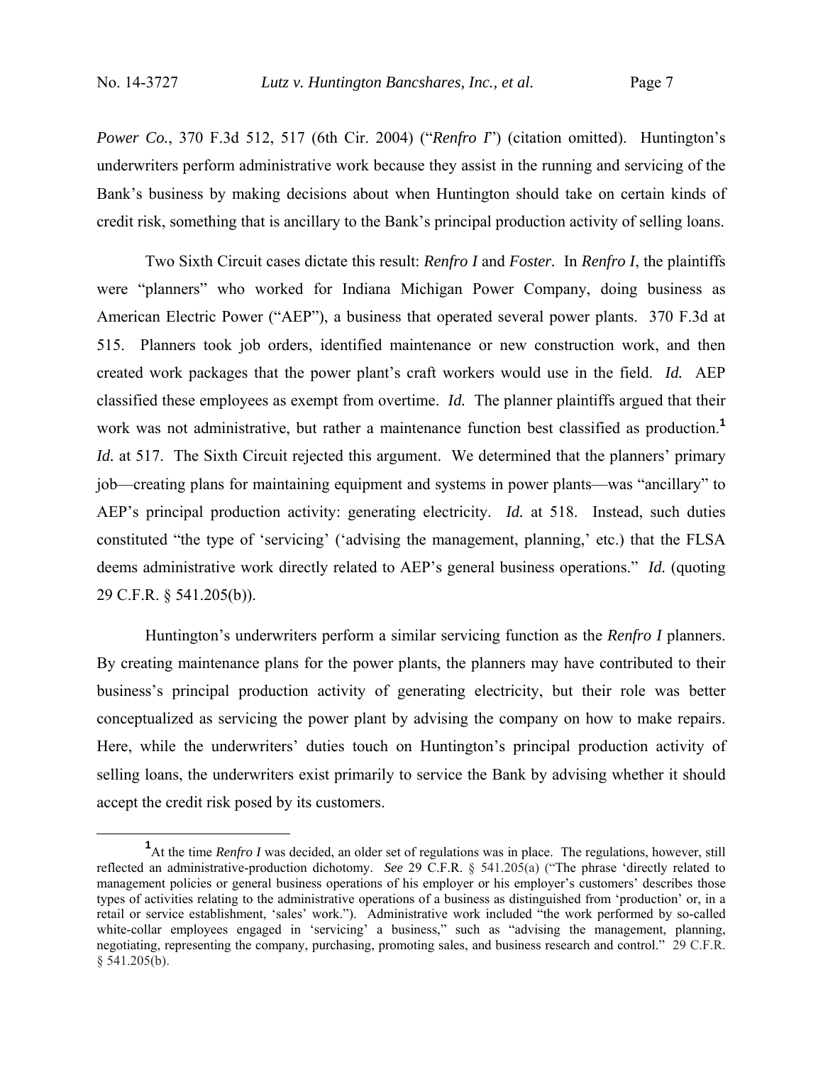*Power Co.*, 370 F.3d 512, 517 (6th Cir. 2004) ("*Renfro I*") (citation omitted). Huntington's underwriters perform administrative work because they assist in the running and servicing of the Bank's business by making decisions about when Huntington should take on certain kinds of credit risk, something that is ancillary to the Bank's principal production activity of selling loans.

Two Sixth Circuit cases dictate this result: *Renfro I* and *Foster*. In *Renfro I*, the plaintiffs were "planners" who worked for Indiana Michigan Power Company, doing business as American Electric Power ("AEP"), a business that operated several power plants. 370 F.3d at 515. Planners took job orders, identified maintenance or new construction work, and then created work packages that the power plant's craft workers would use in the field. *Id.* AEP classified these employees as exempt from overtime. *Id.* The planner plaintiffs argued that their work was not administrative, but rather a maintenance function best classified as production.[1] *Id.* at 517. The Sixth Circuit rejected this argument. We determined that the planners' primary job—creating plans for maintaining equipment and systems in power plants—was "ancillary" to AEP's principal production activity: generating electricity. *Id.* at 518. Instead, such duties constituted "the type of 'servicing' ('advising the management, planning,' etc.) that the FLSA deems administrative work directly related to AEP's general business operations." *Id.* (quoting 29 C.F.R. § 541.205(b)).

Huntington's underwriters perform a similar servicing function as the *Renfro I* planners. By creating maintenance plans for the power plants, the planners may have contributed to their business's principal production activity of generating electricity, but their role was better conceptualized as servicing the power plant by advising the company on how to make repairs. Here, while the underwriters' duties touch on Huntington's principal production activity of selling loans, the underwriters exist primarily to service the Bank by advising whether it should accept the credit risk posed by its customers.

---

[1] At the time *Renfro I* was decided, an older set of regulations was in place. The regulations, however, still reflected an administrative-production dichotomy. *See* 29 C.F.R. § 541.205(a) ("The phrase 'directly related to management policies or general business operations of his employer or his employer's customers' describes those types of activities relating to the administrative operations of a business as distinguished from 'production' or, in a retail or service establishment, 'sales' work."). Administrative work included "the work performed by so-called white-collar employees engaged in 'servicing' a business," such as "advising the management, planning, negotiating, representing the company, purchasing, promoting sales, and business research and control." 29 C.F.R. § 541.205(b).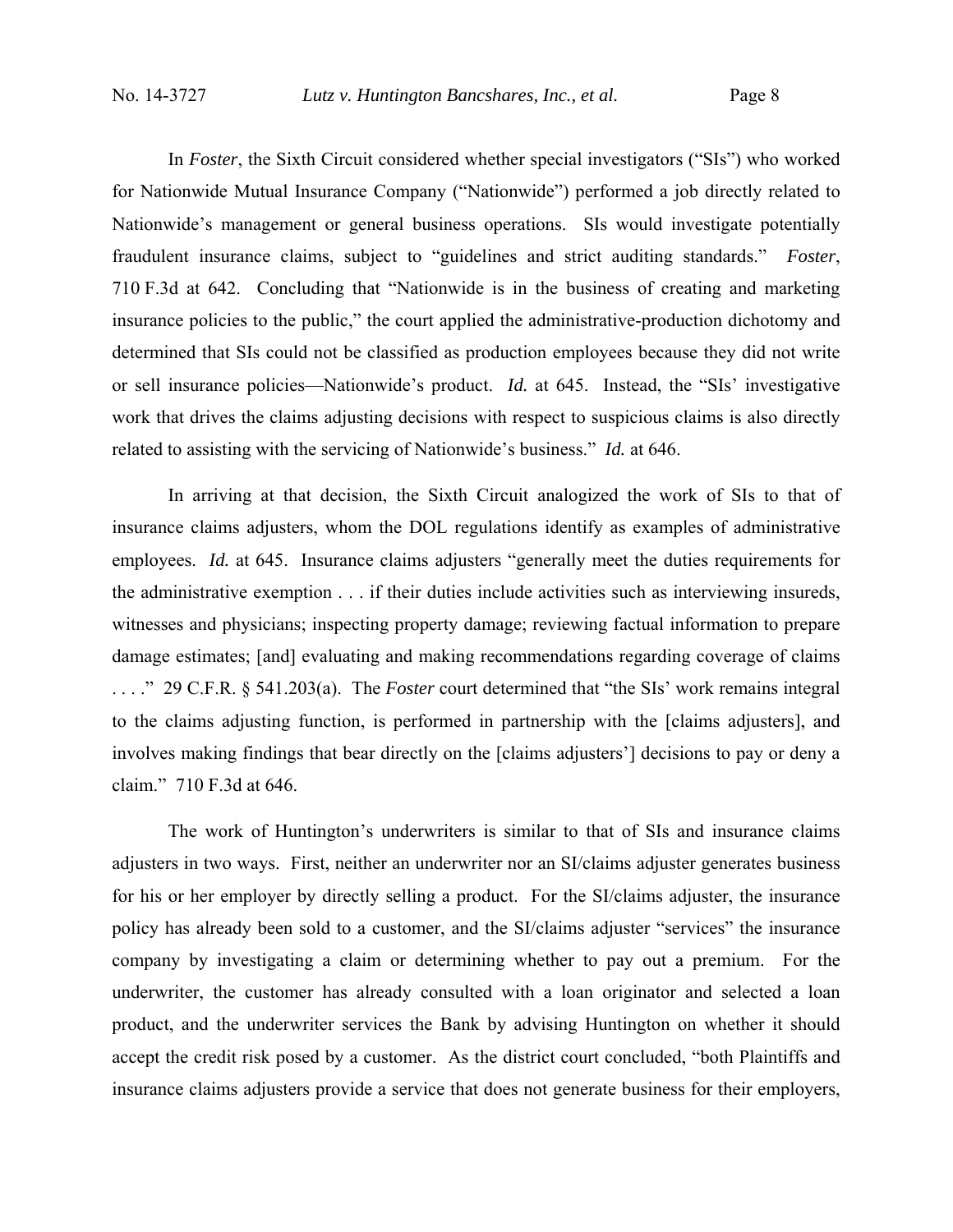In *Foster*, the Sixth Circuit considered whether special investigators ("SIs") who worked for Nationwide Mutual Insurance Company ("Nationwide") performed a job directly related to Nationwide's management or general business operations. SIs would investigate potentially fraudulent insurance claims, subject to "guidelines and strict auditing standards." *Foster*, 710 F.3d at 642. Concluding that "Nationwide is in the business of creating and marketing insurance policies to the public," the court applied the administrative-production dichotomy and determined that SIs could not be classified as production employees because they did not write or sell insurance policies—Nationwide's product. *Id.* at 645. Instead, the "SIs' investigative work that drives the claims adjusting decisions with respect to suspicious claims is also directly related to assisting with the servicing of Nationwide's business." *Id.* at 646.

In arriving at that decision, the Sixth Circuit analogized the work of SIs to that of insurance claims adjusters, whom the DOL regulations identify as examples of administrative employees. *Id.* at 645. Insurance claims adjusters "generally meet the duties requirements for the administrative exemption . . . if their duties include activities such as interviewing insureds, witnesses and physicians; inspecting property damage; reviewing factual information to prepare damage estimates; [and] evaluating and making recommendations regarding coverage of claims . . . ." 29 C.F.R. § 541.203(a). The *Foster* court determined that "the SIs' work remains integral to the claims adjusting function, is performed in partnership with the [claims adjusters], and involves making findings that bear directly on the [claims adjusters'] decisions to pay or deny a claim." 710 F.3d at 646.

The work of Huntington's underwriters is similar to that of SIs and insurance claims adjusters in two ways. First, neither an underwriter nor an SI/claims adjuster generates business for his or her employer by directly selling a product. For the SI/claims adjuster, the insurance policy has already been sold to a customer, and the SI/claims adjuster "services" the insurance company by investigating a claim or determining whether to pay out a premium. For the underwriter, the customer has already consulted with a loan originator and selected a loan product, and the underwriter services the Bank by advising Huntington on whether it should accept the credit risk posed by a customer. As the district court concluded, "both Plaintiffs and insurance claims adjusters provide a service that does not generate business for their employers,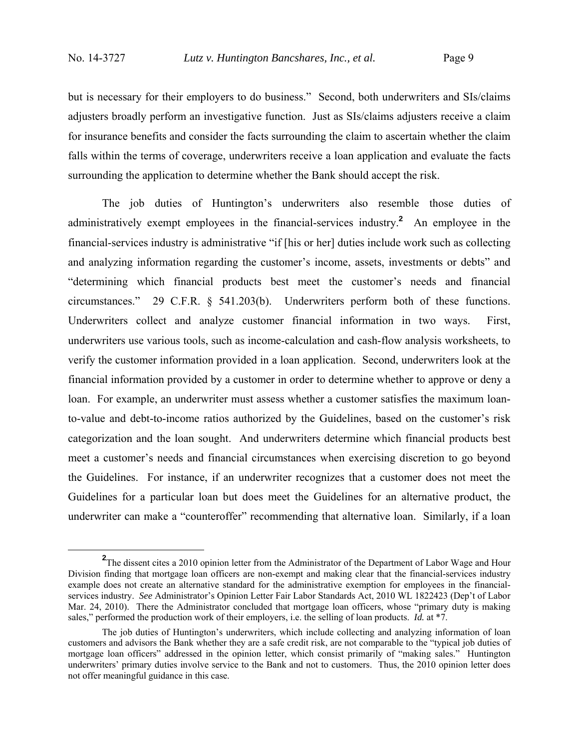but is necessary for their employers to do business." Second, both underwriters and SIs/claims adjusters broadly perform an investigative function. Just as SIs/claims adjusters receive a claim for insurance benefits and consider the facts surrounding the claim to ascertain whether the claim falls within the terms of coverage, underwriters receive a loan application and evaluate the facts surrounding the application to determine whether the Bank should accept the risk.

The job duties of Huntington's underwriters also resemble those duties of administratively exempt employees in the financial-services industry.[2] An employee in the financial-services industry is administrative "if [his or her] duties include work such as collecting and analyzing information regarding the customer's income, assets, investments or debts" and "determining which financial products best meet the customer's needs and financial circumstances." 29 C.F.R. § 541.203(b). Underwriters perform both of these functions. Underwriters collect and analyze customer financial information in two ways. First, underwriters use various tools, such as income-calculation and cash-flow analysis worksheets, to verify the customer information provided in a loan application. Second, underwriters look at the financial information provided by a customer in order to determine whether to approve or deny a loan. For example, an underwriter must assess whether a customer satisfies the maximum loan-to-value and debt-to-income ratios authorized by the Guidelines, based on the customer's risk categorization and the loan sought. And underwriters determine which financial products best meet a customer's needs and financial circumstances when exercising discretion to go beyond the Guidelines. For instance, if an underwriter recognizes that a customer does not meet the Guidelines for a particular loan but does meet the Guidelines for an alternative product, the underwriter can make a "counteroffer" recommending that alternative loan. Similarly, if a loan

---

[2]The dissent cites a 2010 opinion letter from the Administrator of the Department of Labor Wage and Hour Division finding that mortgage loan officers are non-exempt and making clear that the financial-services industry example does not create an alternative standard for the administrative exemption for employees in the financial-services industry. *See* Administrator's Opinion Letter Fair Labor Standards Act, 2010 WL 1822423 (Dep't of Labor Mar. 24, 2010). There the Administrator concluded that mortgage loan officers, whose "primary duty is making sales," performed the production work of their employers, i.e. the selling of loan products. *Id.* at *7.

The job duties of Huntington's underwriters, which include collecting and analyzing information of loan customers and advisors the Bank whether they are a safe credit risk, are not comparable to the "typical job duties of mortgage loan officers" addressed in the opinion letter, which consist primarily of "making sales." Huntington underwriters' primary duties involve service to the Bank and not to customers. Thus, the 2010 opinion letter does not offer meaningful guidance in this case.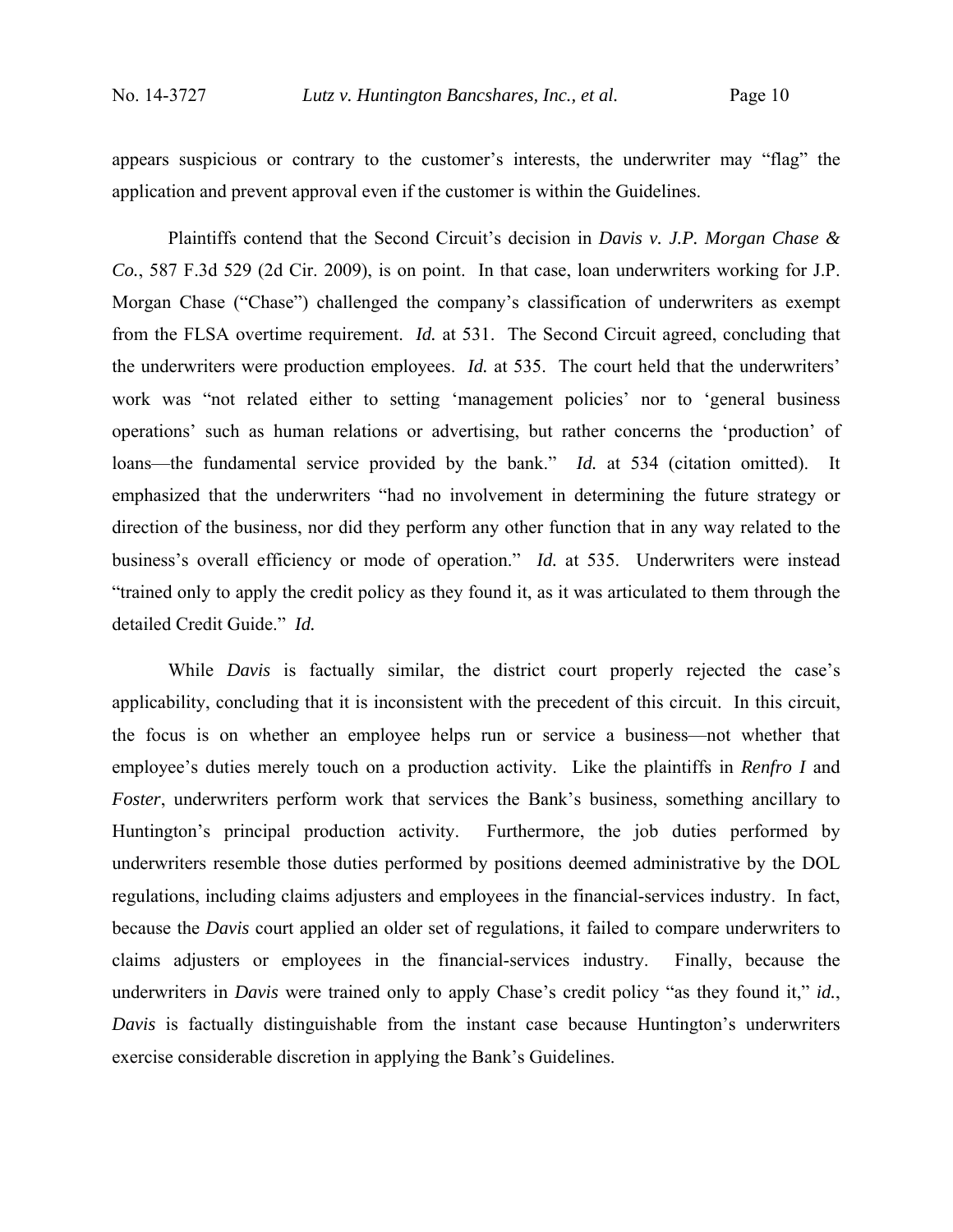appears suspicious or contrary to the customer's interests, the underwriter may "flag" the application and prevent approval even if the customer is within the Guidelines.

Plaintiffs contend that the Second Circuit's decision in *Davis v. J.P. Morgan Chase & Co.*, 587 F.3d 529 (2d Cir. 2009), is on point. In that case, loan underwriters working for J.P. Morgan Chase ("Chase") challenged the company's classification of underwriters as exempt from the FLSA overtime requirement. *Id.* at 531. The Second Circuit agreed, concluding that the underwriters were production employees. *Id.* at 535. The court held that the underwriters' work was "not related either to setting 'management policies' nor to 'general business operations' such as human relations or advertising, but rather concerns the 'production' of loans—the fundamental service provided by the bank." *Id.* at 534 (citation omitted). It emphasized that the underwriters "had no involvement in determining the future strategy or direction of the business, nor did they perform any other function that in any way related to the business's overall efficiency or mode of operation." *Id.* at 535. Underwriters were instead "trained only to apply the credit policy as they found it, as it was articulated to them through the detailed Credit Guide." *Id.*

While *Davis* is factually similar, the district court properly rejected the case's applicability, concluding that it is inconsistent with the precedent of this circuit. In this circuit, the focus is on whether an employee helps run or service a business—not whether that employee's duties merely touch on a production activity. Like the plaintiffs in *Renfro I* and *Foster*, underwriters perform work that services the Bank's business, something ancillary to Huntington's principal production activity. Furthermore, the job duties performed by underwriters resemble those duties performed by positions deemed administrative by the DOL regulations, including claims adjusters and employees in the financial-services industry. In fact, because the *Davis* court applied an older set of regulations, it failed to compare underwriters to claims adjusters or employees in the financial-services industry. Finally, because the underwriters in *Davis* were trained only to apply Chase's credit policy "as they found it," *id.*, *Davis* is factually distinguishable from the instant case because Huntington's underwriters exercise considerable discretion in applying the Bank's Guidelines.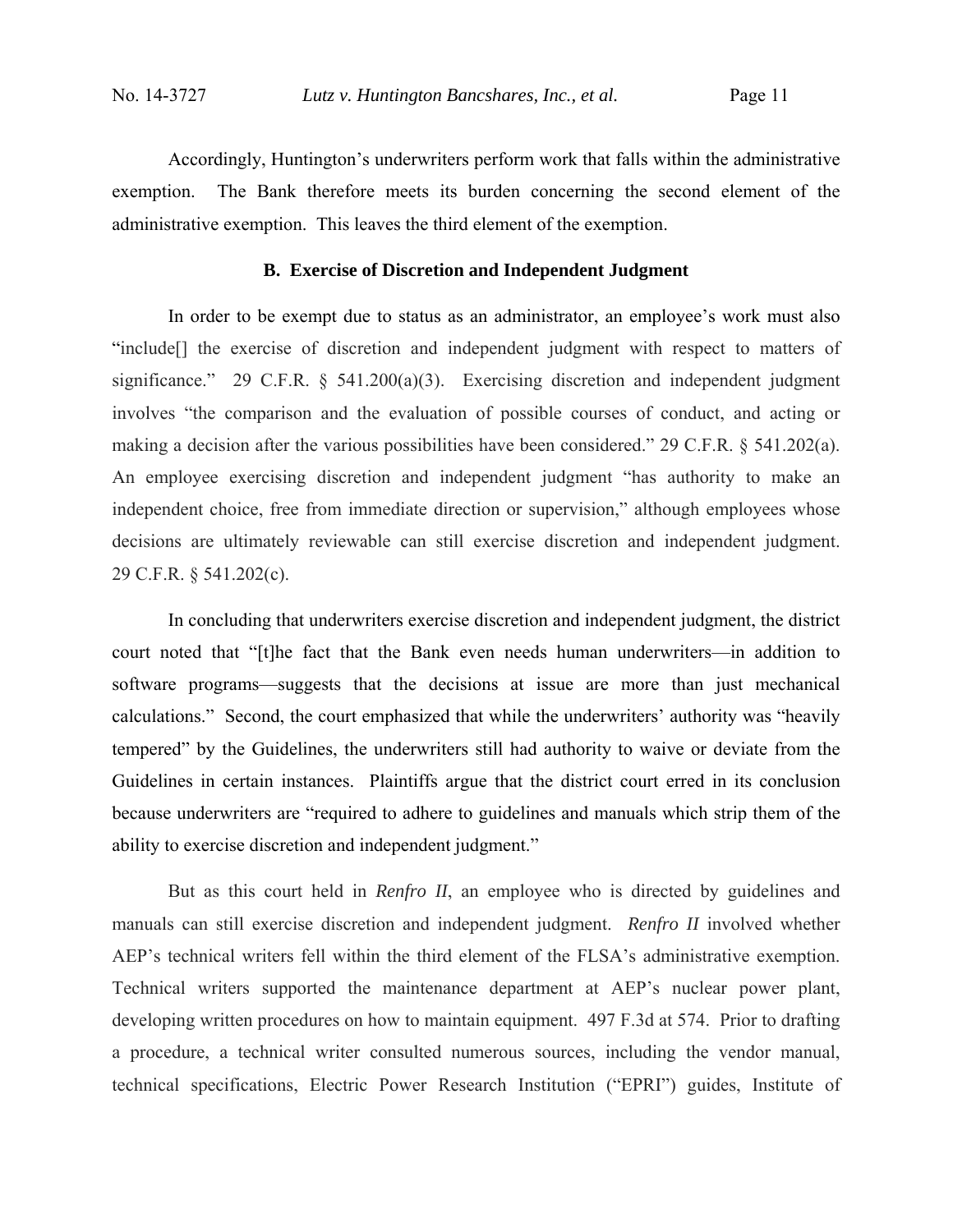Accordingly, Huntington's underwriters perform work that falls within the administrative exemption. The Bank therefore meets its burden concerning the second element of the administrative exemption. This leaves the third element of the exemption.

### B. Exercise of Discretion and Independent Judgment

In order to be exempt due to status as an administrator, an employee's work must also "include[] the exercise of discretion and independent judgment with respect to matters of significance." 29 C.F.R. § 541.200(a)(3). Exercising discretion and independent judgment involves "the comparison and the evaluation of possible courses of conduct, and acting or making a decision after the various possibilities have been considered." 29 C.F.R. § 541.202(a). An employee exercising discretion and independent judgment "has authority to make an independent choice, free from immediate direction or supervision," although employees whose decisions are ultimately reviewable can still exercise discretion and independent judgment. 29 C.F.R. § 541.202(c).

In concluding that underwriters exercise discretion and independent judgment, the district court noted that "[t]he fact that the Bank even needs human underwriters—in addition to software programs—suggests that the decisions at issue are more than just mechanical calculations." Second, the court emphasized that while the underwriters' authority was "heavily tempered" by the Guidelines, the underwriters still had authority to waive or deviate from the Guidelines in certain instances. Plaintiffs argue that the district court erred in its conclusion because underwriters are "required to adhere to guidelines and manuals which strip them of the ability to exercise discretion and independent judgment."

But as this court held in *Renfro II*, an employee who is directed by guidelines and manuals can still exercise discretion and independent judgment. *Renfro II* involved whether AEP's technical writers fell within the third element of the FLSA's administrative exemption. Technical writers supported the maintenance department at AEP's nuclear power plant, developing written procedures on how to maintain equipment. 497 F.3d at 574. Prior to drafting a procedure, a technical writer consulted numerous sources, including the vendor manual, technical specifications, Electric Power Research Institution ("EPRI") guides, Institute of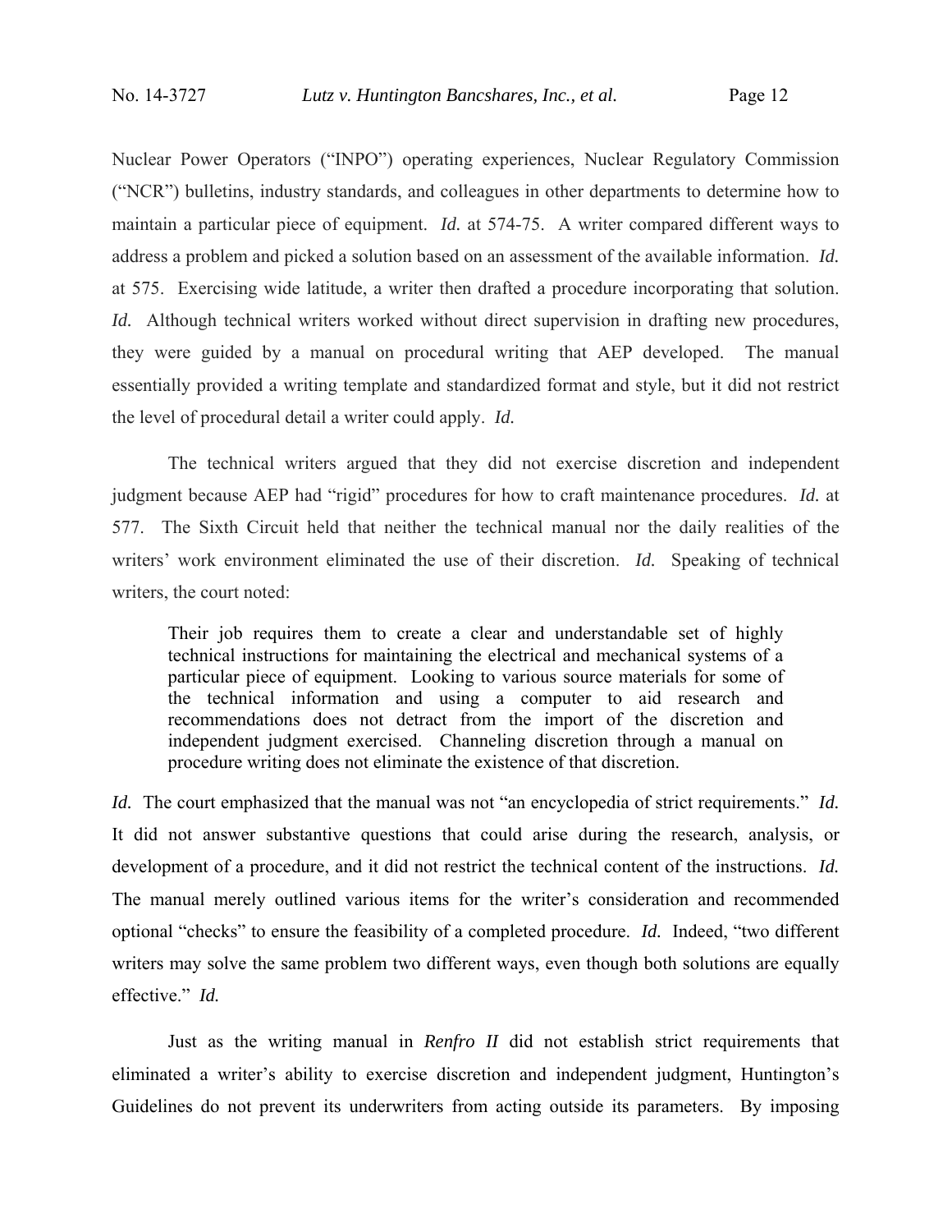Nuclear Power Operators ("INPO") operating experiences, Nuclear Regulatory Commission ("NCR") bulletins, industry standards, and colleagues in other departments to determine how to maintain a particular piece of equipment. *Id.* at 574-75. A writer compared different ways to address a problem and picked a solution based on an assessment of the available information. *Id.* at 575. Exercising wide latitude, a writer then drafted a procedure incorporating that solution. *Id.* Although technical writers worked without direct supervision in drafting new procedures, they were guided by a manual on procedural writing that AEP developed. The manual essentially provided a writing template and standardized format and style, but it did not restrict the level of procedural detail a writer could apply. *Id.*

The technical writers argued that they did not exercise discretion and independent judgment because AEP had "rigid" procedures for how to craft maintenance procedures. *Id.* at 577. The Sixth Circuit held that neither the technical manual nor the daily realities of the writers' work environment eliminated the use of their discretion. *Id.* Speaking of technical writers, the court noted:

> Their job requires them to create a clear and understandable set of highly technical instructions for maintaining the electrical and mechanical systems of a particular piece of equipment. Looking to various source materials for some of the technical information and using a computer to aid research and recommendations does not detract from the import of the discretion and independent judgment exercised. Channeling discretion through a manual on procedure writing does not eliminate the existence of that discretion.

*Id.* The court emphasized that the manual was not "an encyclopedia of strict requirements." *Id.* It did not answer substantive questions that could arise during the research, analysis, or development of a procedure, and it did not restrict the technical content of the instructions. *Id.* The manual merely outlined various items for the writer's consideration and recommended optional "checks" to ensure the feasibility of a completed procedure. *Id.* Indeed, "two different writers may solve the same problem two different ways, even though both solutions are equally effective." *Id.*

Just as the writing manual in *Renfro II* did not establish strict requirements that eliminated a writer's ability to exercise discretion and independent judgment, Huntington's Guidelines do not prevent its underwriters from acting outside its parameters. By imposing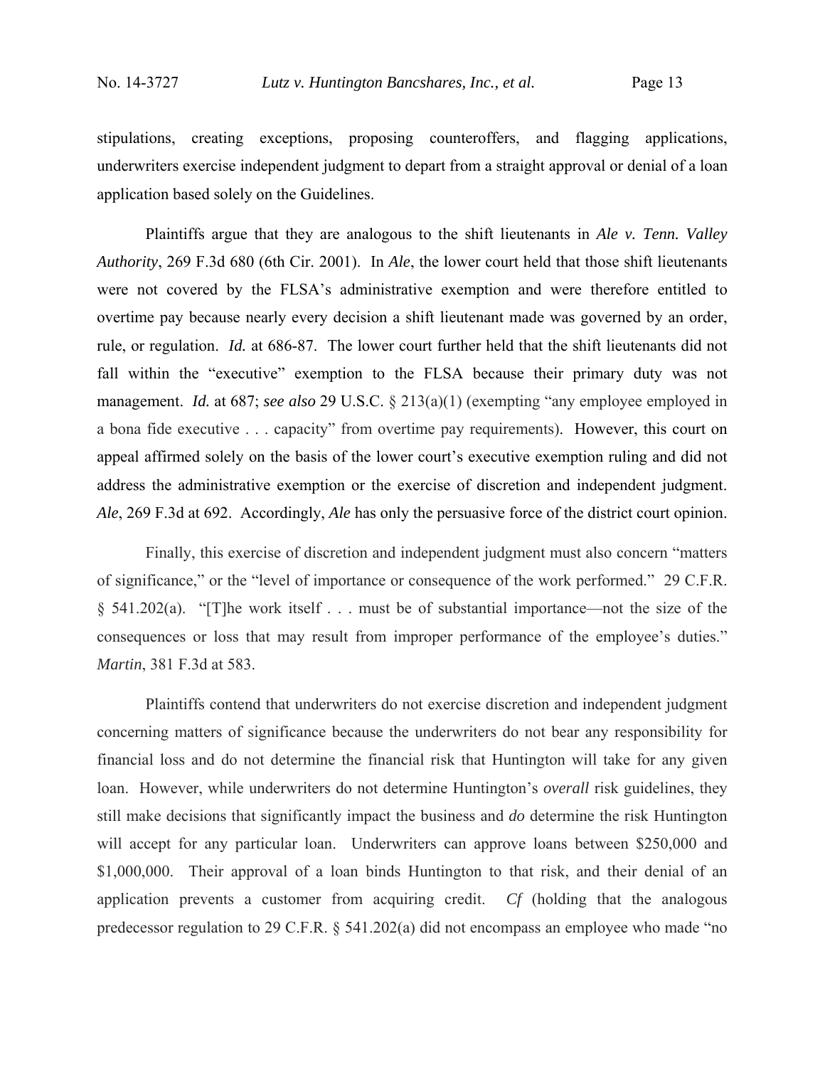stipulations, creating exceptions, proposing counteroffers, and flagging applications, underwriters exercise independent judgment to depart from a straight approval or denial of a loan application based solely on the Guidelines.

Plaintiffs argue that they are analogous to the shift lieutenants in *Ale v. Tenn. Valley Authority*, 269 F.3d 680 (6th Cir. 2001). In *Ale*, the lower court held that those shift lieutenants were not covered by the FLSA's administrative exemption and were therefore entitled to overtime pay because nearly every decision a shift lieutenant made was governed by an order, rule, or regulation. *Id.* at 686-87. The lower court further held that the shift lieutenants did not fall within the "executive" exemption to the FLSA because their primary duty was not management. *Id.* at 687; ***see also*** 29 U.S.C. § 213(a)(1) (exempting "any employee employed in a bona fide executive . . . capacity" from overtime pay requirements). However, this court on appeal affirmed solely on the basis of the lower court's executive exemption ruling and did not address the administrative exemption or the exercise of discretion and independent judgment. *Ale*, 269 F.3d at 692. Accordingly, *Ale* has only the persuasive force of the district court opinion.

Finally, this exercise of discretion and independent judgment must also concern "matters of significance," or the "level of importance or consequence of the work performed." 29 C.F.R. § 541.202(a). "[T]he work itself . . . must be of substantial importance—not the size of the consequences or loss that may result from improper performance of the employee's duties." *Martin*, 381 F.3d at 583.

Plaintiffs contend that underwriters do not exercise discretion and independent judgment concerning matters of significance because the underwriters do not bear any responsibility for financial loss and do not determine the financial risk that Huntington will take for any given loan. However, while underwriters do not determine Huntington's *overall* risk guidelines, they still make decisions that significantly impact the business and *do* determine the risk Huntington will accept for any particular loan. Underwriters can approve loans between $250,000 and $1,000,000. Their approval of a loan binds Huntington to that risk, and their denial of an application prevents a customer from acquiring credit. *Cf* (holding that the analogous predecessor regulation to 29 C.F.R. § 541.202(a) did not encompass an employee who made "no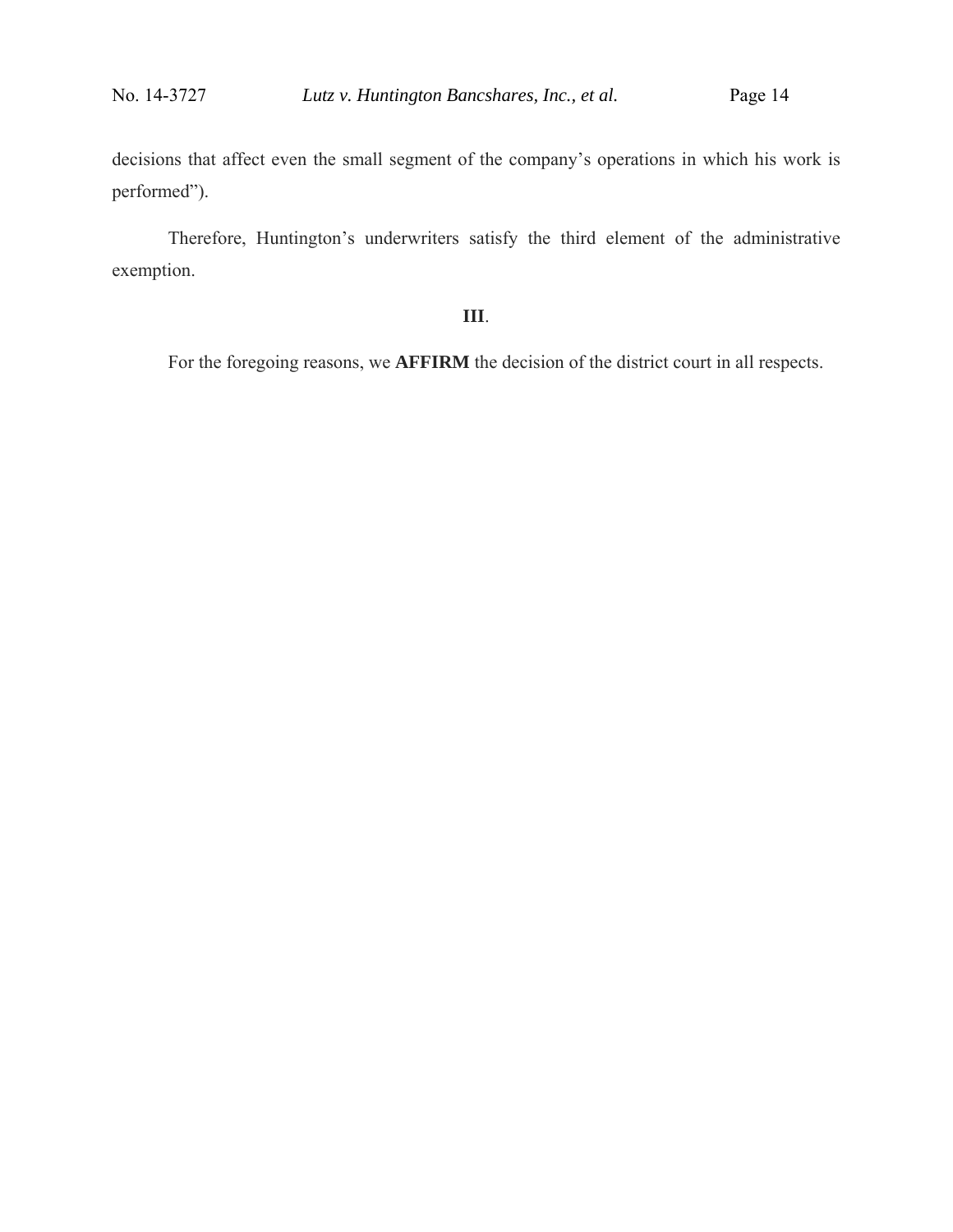decisions that affect even the small segment of the company's operations in which his work is performed").

Therefore, Huntington's underwriters satisfy the third element of the administrative exemption.

### III.

For the foregoing reasons, we **AFFIRM** the decision of the district court in all respects.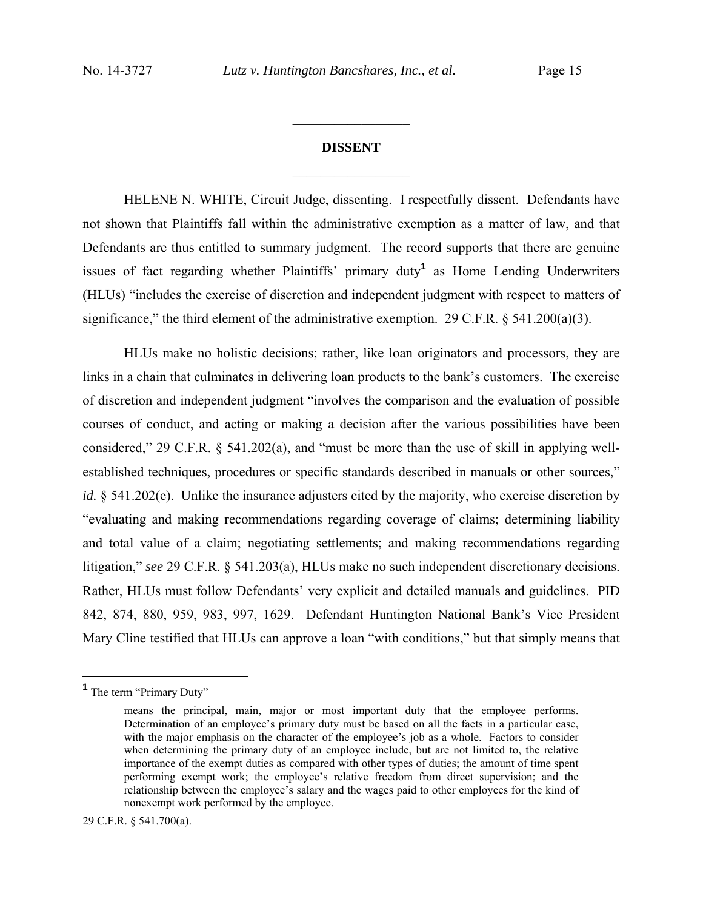## DISSENT

HELENE N. WHITE, Circuit Judge, dissenting. I respectfully dissent. Defendants have not shown that Plaintiffs fall within the administrative exemption as a matter of law, and that Defendants are thus entitled to summary judgment. The record supports that there are genuine issues of fact regarding whether Plaintiffs' primary duty[1] as Home Lending Underwriters (HLUs) "includes the exercise of discretion and independent judgment with respect to matters of significance," the third element of the administrative exemption. 29 C.F.R. § 541.200(a)(3).

HLUs make no holistic decisions; rather, like loan originators and processors, they are links in a chain that culminates in delivering loan products to the bank's customers. The exercise of discretion and independent judgment "involves the comparison and the evaluation of possible courses of conduct, and acting or making a decision after the various possibilities have been considered," 29 C.F.R. § 541.202(a), and "must be more than the use of skill in applying well-established techniques, procedures or specific standards described in manuals or other sources," *id.* § 541.202(e). Unlike the insurance adjusters cited by the majority, who exercise discretion by "evaluating and making recommendations regarding coverage of claims; determining liability and total value of a claim; negotiating settlements; and making recommendations regarding litigation," *see* 29 C.F.R. § 541.203(a), HLUs make no such independent discretionary decisions. Rather, HLUs must follow Defendants' very explicit and detailed manuals and guidelines. PID 842, 874, 880, 959, 983, 997, 1629. Defendant Huntington National Bank's Vice President Mary Cline testified that HLUs can approve a loan "with conditions," but that simply means that

---

[1] The term "Primary Duty"

> means the principal, main, major or most important duty that the employee performs. Determination of an employee's primary duty must be based on all the facts in a particular case, with the major emphasis on the character of the employee's job as a whole. Factors to consider when determining the primary duty of an employee include, but are not limited to, the relative importance of the exempt duties as compared with other types of duties; the amount of time spent performing exempt work; the employee's relative freedom from direct supervision; and the relationship between the employee's salary and the wages paid to other employees for the kind of nonexempt work performed by the employee.

29 C.F.R. § 541.700(a).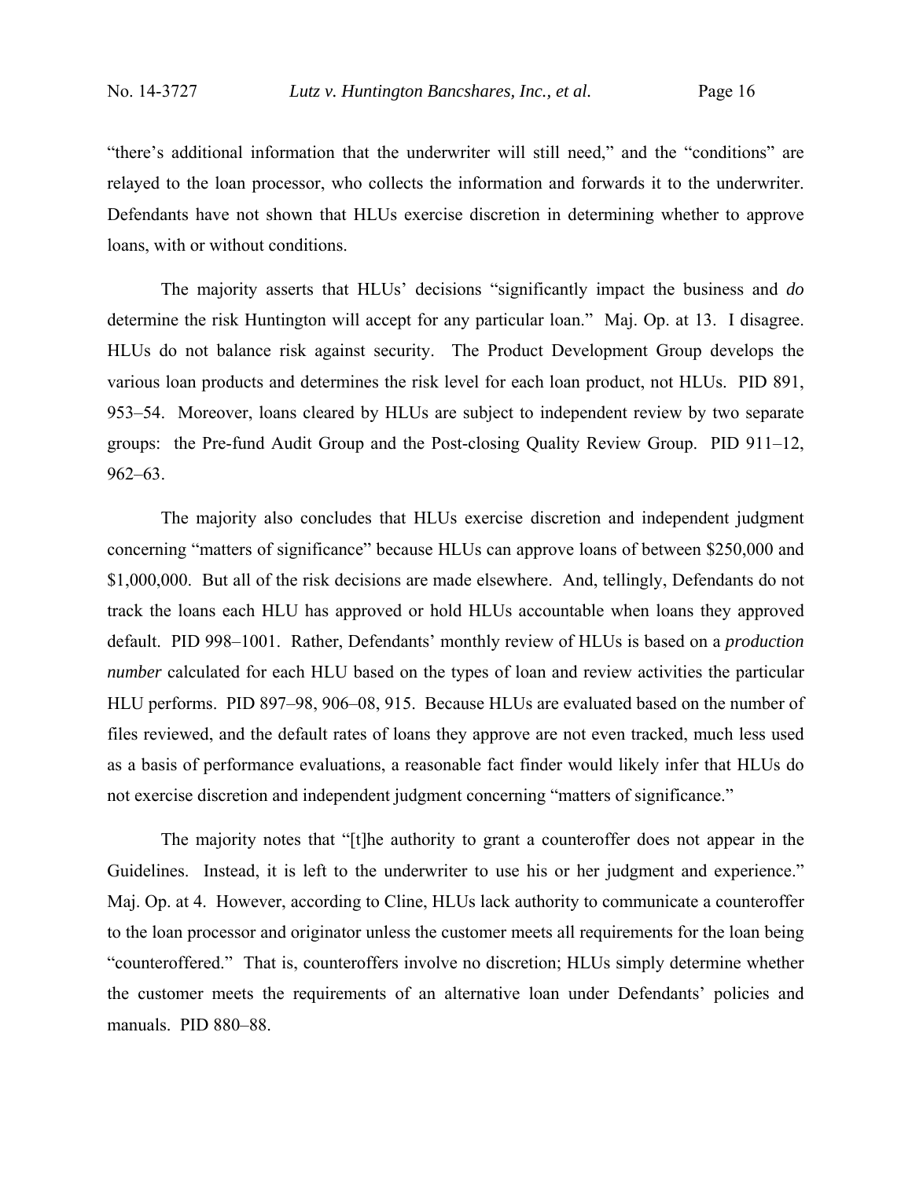"there's additional information that the underwriter will still need," and the "conditions" are relayed to the loan processor, who collects the information and forwards it to the underwriter. Defendants have not shown that HLUs exercise discretion in determining whether to approve loans, with or without conditions.

The majority asserts that HLUs' decisions "significantly impact the business and *do* determine the risk Huntington will accept for any particular loan." Maj. Op. at 13. I disagree. HLUs do not balance risk against security. The Product Development Group develops the various loan products and determines the risk level for each loan product, not HLUs. PID 891, 953–54. Moreover, loans cleared by HLUs are subject to independent review by two separate groups: the Pre-fund Audit Group and the Post-closing Quality Review Group. PID 911–12, 962–63.

The majority also concludes that HLUs exercise discretion and independent judgment concerning "matters of significance" because HLUs can approve loans of between $250,000 and $1,000,000. But all of the risk decisions are made elsewhere. And, tellingly, Defendants do not track the loans each HLU has approved or hold HLUs accountable when loans they approved default. PID 998–1001. Rather, Defendants' monthly review of HLUs is based on a *production number* calculated for each HLU based on the types of loan and review activities the particular HLU performs. PID 897–98, 906–08, 915. Because HLUs are evaluated based on the number of files reviewed, and the default rates of loans they approve are not even tracked, much less used as a basis of performance evaluations, a reasonable fact finder would likely infer that HLUs do not exercise discretion and independent judgment concerning "matters of significance."

The majority notes that "[t]he authority to grant a counteroffer does not appear in the Guidelines. Instead, it is left to the underwriter to use his or her judgment and experience." Maj. Op. at 4. However, according to Cline, HLUs lack authority to communicate a counteroffer to the loan processor and originator unless the customer meets all requirements for the loan being "counteroffered." That is, counteroffers involve no discretion; HLUs simply determine whether the customer meets the requirements of an alternative loan under Defendants' policies and manuals. PID 880–88.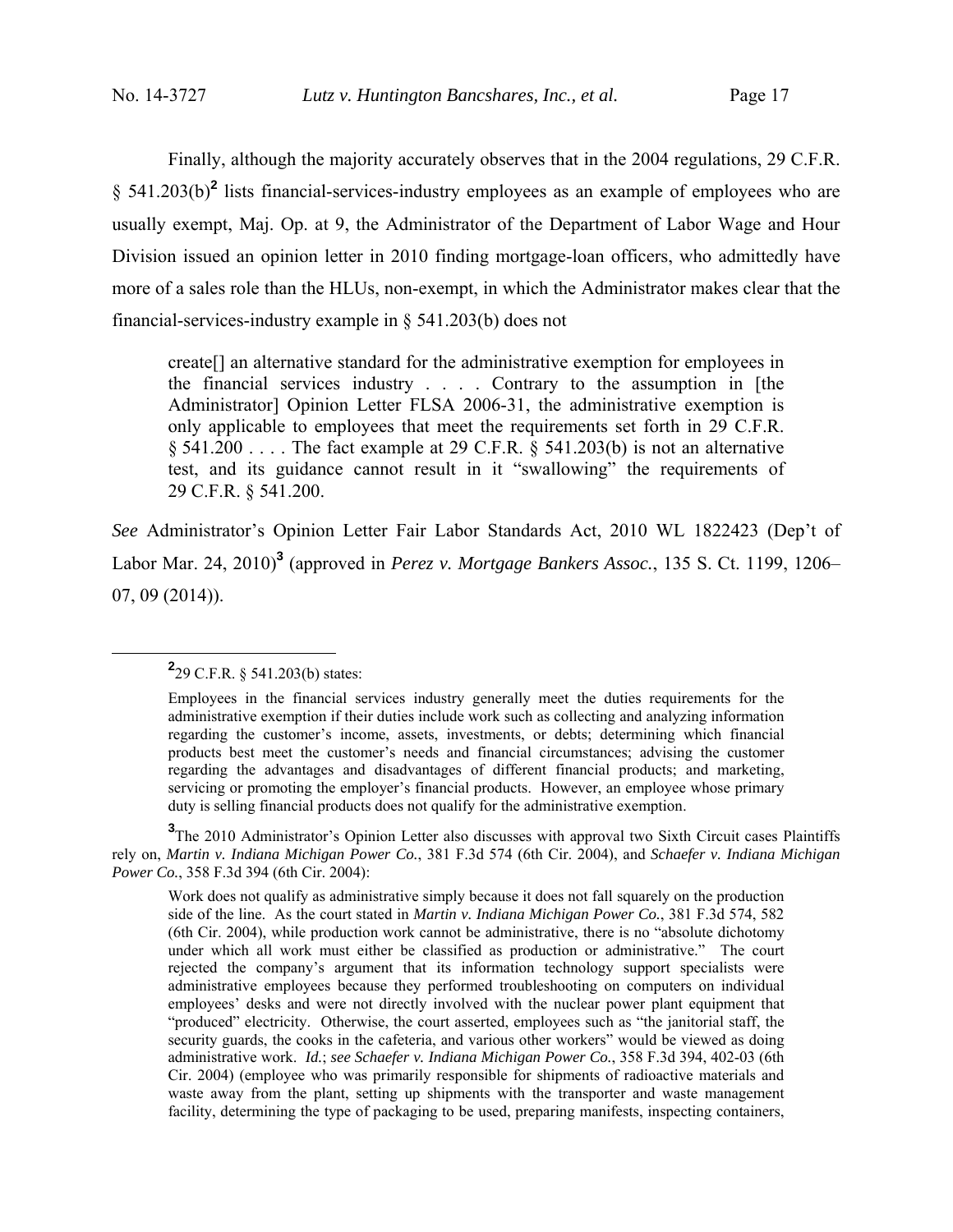Finally, although the majority accurately observes that in the 2004 regulations, 29 C.F.R. § 541.203(b)[2] lists financial-services-industry employees as an example of employees who are usually exempt, Maj. Op. at 9, the Administrator of the Department of Labor Wage and Hour Division issued an opinion letter in 2010 finding mortgage-loan officers, who admittedly have more of a sales role than the HLUs, non-exempt, in which the Administrator makes clear that the financial-services-industry example in § 541.203(b) does not

> create[] an alternative standard for the administrative exemption for employees in the financial services industry . . . . Contrary to the assumption in [the Administrator] Opinion Letter FLSA 2006-31, the administrative exemption is only applicable to employees that meet the requirements set forth in 29 C.F.R. § 541.200 . . . . The fact example at 29 C.F.R. § 541.203(b) is not an alternative test, and its guidance cannot result in it "swallowing" the requirements of 29 C.F.R. § 541.200.

*See* Administrator's Opinion Letter Fair Labor Standards Act, 2010 WL 1822423 (Dep't of Labor Mar. 24, 2010)[3] (approved in *Perez v. Mortgage Bankers Assoc.*, 135 S. Ct. 1199, 1206–07, 09 (2014)).

---

[2] 29 C.F.R. § 541.203(b) states:

> Employees in the financial services industry generally meet the duties requirements for the administrative exemption if their duties include work such as collecting and analyzing information regarding the customer's income, assets, investments, or debts; determining which financial products best meet the customer's needs and financial circumstances; advising the customer regarding the advantages and disadvantages of different financial products; and marketing, servicing or promoting the employer's financial products. However, an employee whose primary duty is selling financial products does not qualify for the administrative exemption.

[3] The 2010 Administrator's Opinion Letter also discusses with approval two Sixth Circuit cases Plaintiffs rely on, *Martin v. Indiana Michigan Power Co.*, 381 F.3d 574 (6th Cir. 2004), and *Schaefer v. Indiana Michigan Power Co.*, 358 F.3d 394 (6th Cir. 2004):

> Work does not qualify as administrative simply because it does not fall squarely on the production side of the line. As the court stated in *Martin v. Indiana Michigan Power Co.*, 381 F.3d 574, 582 (6th Cir. 2004), while production work cannot be administrative, there is no "absolute dichotomy under which all work must either be classified as production or administrative." The court rejected the company's argument that its information technology support specialists were administrative employees because they performed troubleshooting on computers on individual employees' desks and were not directly involved with the nuclear power plant equipment that "produced" electricity. Otherwise, the court asserted, employees such as "the janitorial staff, the security guards, the cooks in the cafeteria, and various other workers" would be viewed as doing administrative work. *Id.*; *see Schaefer v. Indiana Michigan Power Co.*, 358 F.3d 394, 402-03 (6th Cir. 2004) (employee who was primarily responsible for shipments of radioactive materials and waste away from the plant, setting up shipments with the transporter and waste management facility, determining the type of packaging to be used, preparing manifests, inspecting containers,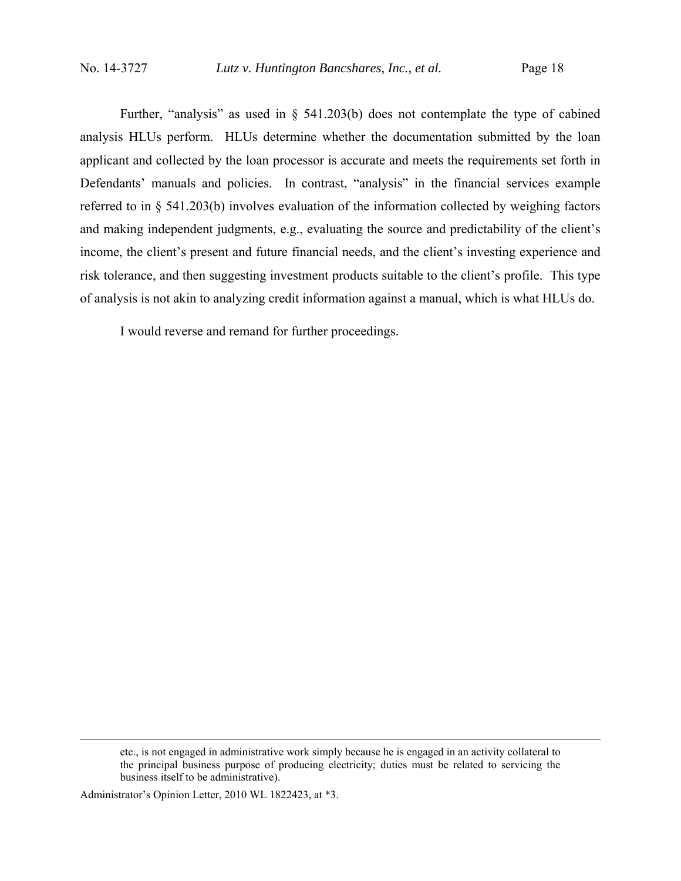Further, "analysis" as used in § 541.203(b) does not contemplate the type of cabined analysis HLUs perform. HLUs determine whether the documentation submitted by the loan applicant and collected by the loan processor is accurate and meets the requirements set forth in Defendants' manuals and policies. In contrast, "analysis" in the financial services example referred to in § 541.203(b) involves evaluation of the information collected by weighing factors and making independent judgments, e.g., evaluating the source and predictability of the client's income, the client's present and future financial needs, and the client's investing experience and risk tolerance, and then suggesting investment products suitable to the client's profile. This type of analysis is not akin to analyzing credit information against a manual, which is what HLUs do.

I would reverse and remand for further proceedings.

---

> etc., is not engaged in administrative work simply because he is engaged in an activity collateral to the principal business purpose of producing electricity; duties must be related to servicing the business itself to be administrative).

Administrator's Opinion Letter, 2010 WL 1822423, at *3.